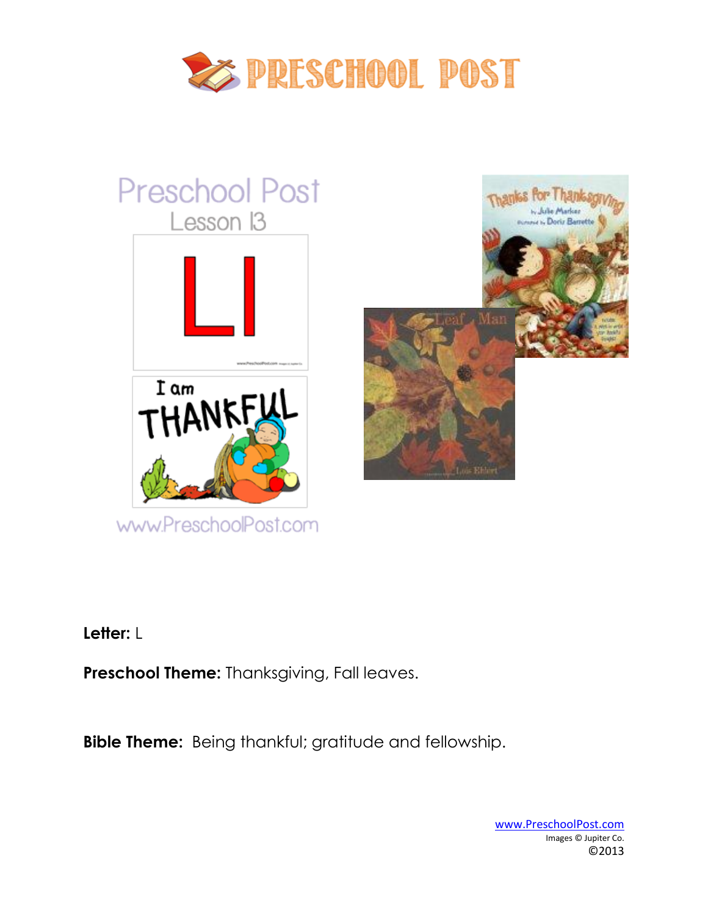# PRESCHOOL POST

Preschool Post

Lesson 13

Ll

I am THANKFUL

www.PreschoolPost.com

**Letter:** L

**Preschool Theme:** Thanksgiving, Fall leaves.

**Bible Theme:** Being thankful; gratitude and fellowship.

www.PreschoolPost.com
Images © Jupiter Co.
©2013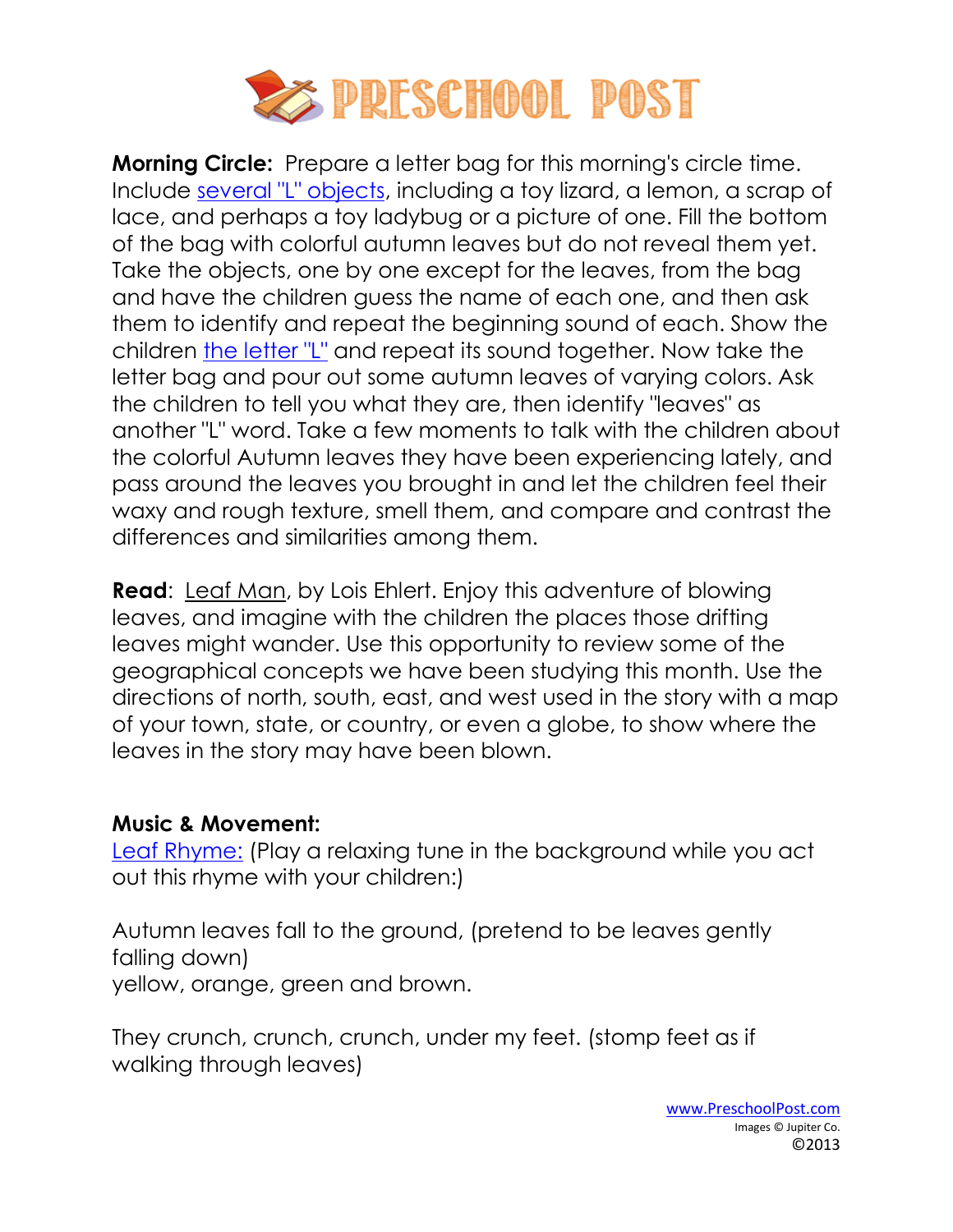**Morning Circle:** Prepare a letter bag for this morning's circle time. Include several "L" objects, including a toy lizard, a lemon, a scrap of lace, and perhaps a toy ladybug or a picture of one. Fill the bottom of the bag with colorful autumn leaves but do not reveal them yet. Take the objects, one by one except for the leaves, from the bag and have the children guess the name of each one, and then ask them to identify and repeat the beginning sound of each. Show the children the letter "L" and repeat its sound together. Now take the letter bag and pour out some autumn leaves of varying colors. Ask the children to tell you what they are, then identify "leaves" as another "L" word. Take a few moments to talk with the children about the colorful Autumn leaves they have been experiencing lately, and pass around the leaves you brought in and let the children feel their waxy and rough texture, smell them, and compare and contrast the differences and similarities among them.

**Read**: Leaf Man, by Lois Ehlert. Enjoy this adventure of blowing leaves, and imagine with the children the places those drifting leaves might wander. Use this opportunity to review some of the geographical concepts we have been studying this month. Use the directions of north, south, east, and west used in the story with a map of your town, state, or country, or even a globe, to show where the leaves in the story may have been blown.

**Music & Movement:**
Leaf Rhyme: (Play a relaxing tune in the background while you act out this rhyme with your children:)

Autumn leaves fall to the ground, (pretend to be leaves gently falling down)
yellow, orange, green and brown.

They crunch, crunch, crunch, under my feet. (stomp feet as if walking through leaves)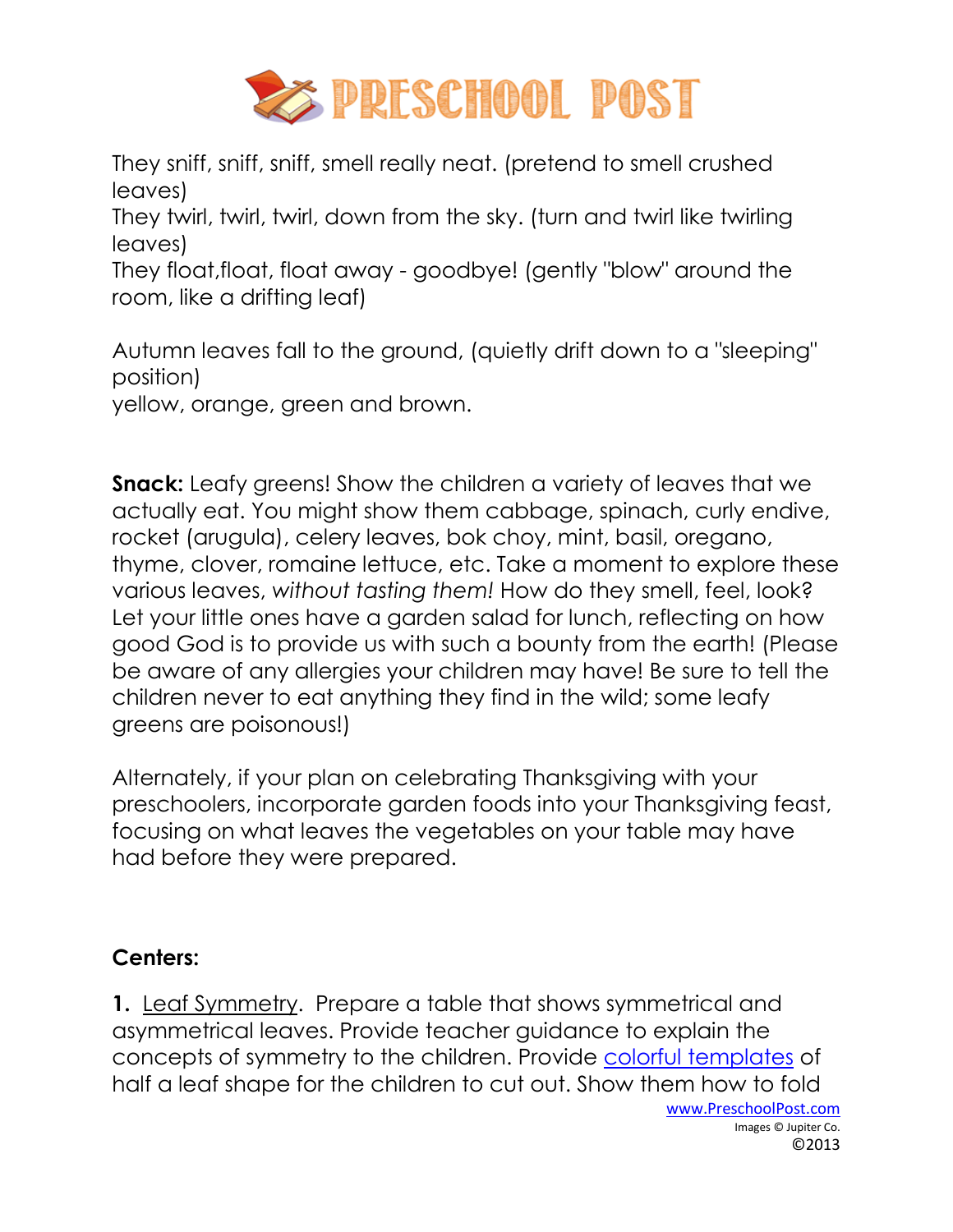They sniff, sniff, sniff, smell really neat. (pretend to smell crushed leaves)
They twirl, twirl, twirl, down from the sky. (turn and twirl like twirling leaves)
They float,float, float away - goodbye! (gently "blow" around the room, like a drifting leaf)

Autumn leaves fall to the ground, (quietly drift down to a "sleeping" position)
yellow, orange, green and brown.

**Snack:** Leafy greens! Show the children a variety of leaves that we actually eat. You might show them cabbage, spinach, curly endive, rocket (arugula), celery leaves, bok choy, mint, basil, oregano, thyme, clover, romaine lettuce, etc. Take a moment to explore these various leaves, *without tasting them!* How do they smell, feel, look? Let your little ones have a garden salad for lunch, reflecting on how good God is to provide us with such a bounty from the earth! (Please be aware of any allergies your children may have! Be sure to tell the children never to eat anything they find in the wild; some leafy greens are poisonous!)

Alternately, if your plan on celebrating Thanksgiving with your preschoolers, incorporate garden foods into your Thanksgiving feast, focusing on what leaves the vegetables on your table may have had before they were prepared.

**Centers:**

**1.** Leaf Symmetry. Prepare a table that shows symmetrical and asymmetrical leaves. Provide teacher guidance to explain the concepts of symmetry to the children. Provide colorful templates of half a leaf shape for the children to cut out. Show them how to fold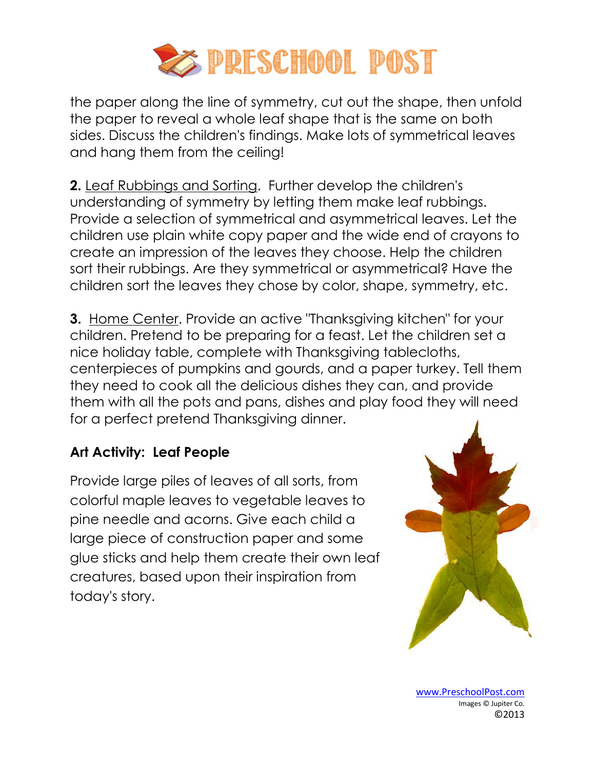the paper along the line of symmetry, cut out the shape, then unfold the paper to reveal a whole leaf shape that is the same on both sides. Discuss the children's findings. Make lots of symmetrical leaves and hang them from the ceiling!

**2.** Leaf Rubbings and Sorting. Further develop the children's understanding of symmetry by letting them make leaf rubbings. Provide a selection of symmetrical and asymmetrical leaves. Let the children use plain white copy paper and the wide end of crayons to create an impression of the leaves they choose. Help the children sort their rubbings. Are they symmetrical or asymmetrical? Have the children sort the leaves they chose by color, shape, symmetry, etc.

**3.** Home Center. Provide an active "Thanksgiving kitchen" for your children. Pretend to be preparing for a feast. Let the children set a nice holiday table, complete with Thanksgiving tablecloths, centerpieces of pumpkins and gourds, and a paper turkey. Tell them they need to cook all the delicious dishes they can, and provide them with all the pots and pans, dishes and play food they will need for a perfect pretend Thanksgiving dinner.

**Art Activity: Leaf People**

Provide large piles of leaves of all sorts, from colorful maple leaves to vegetable leaves to pine needle and acorns. Give each child a large piece of construction paper and some glue sticks and help them create their own leaf creatures, based upon their inspiration from today's story.

www.PreschoolPost.com
Images © Jupiter Co.
©2013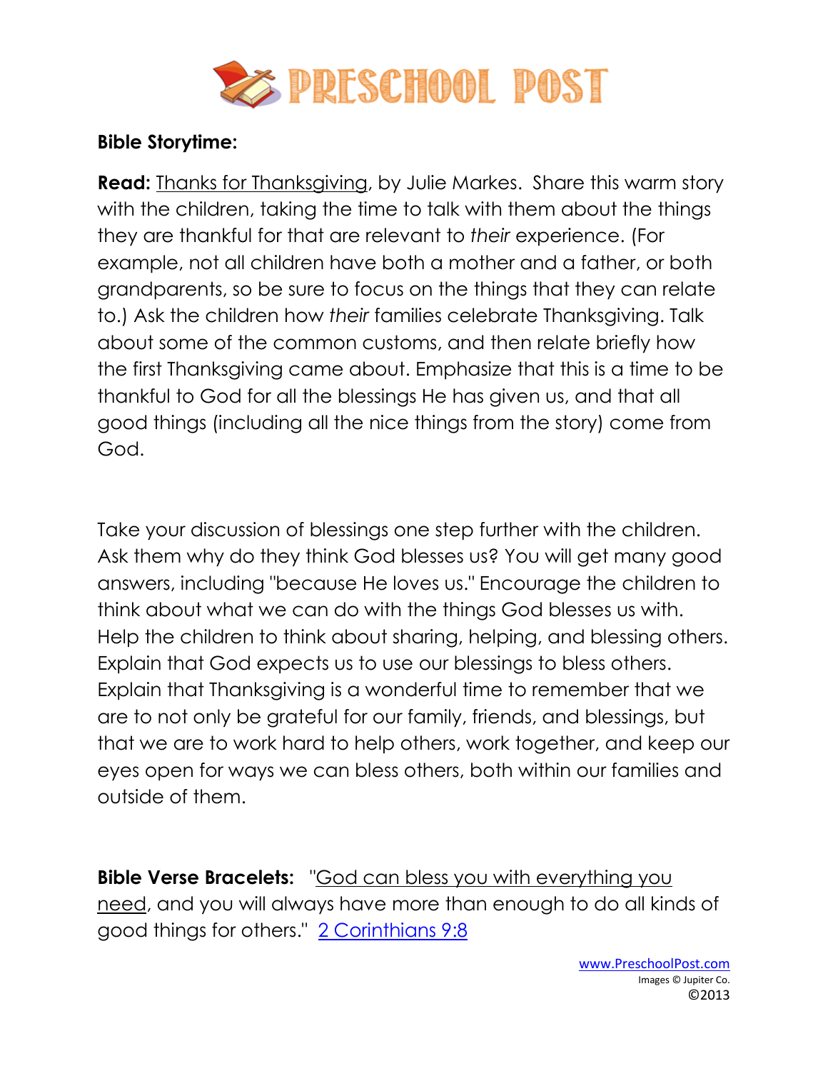**Bible Storytime:**

**Read:** Thanks for Thanksgiving, by Julie Markes. Share this warm story with the children, taking the time to talk with them about the things they are thankful for that are relevant to *their* experience. (For example, not all children have both a mother and a father, or both grandparents, so be sure to focus on the things that they can relate to.) Ask the children how *their* families celebrate Thanksgiving. Talk about some of the common customs, and then relate briefly how the first Thanksgiving came about. Emphasize that this is a time to be thankful to God for all the blessings He has given us, and that all good things (including all the nice things from the story) come from God.

Take your discussion of blessings one step further with the children. Ask them why do they think God blesses us? You will get many good answers, including "because He loves us." Encourage the children to think about what we can do with the things God blesses us with. Help the children to think about sharing, helping, and blessing others. Explain that God expects us to use our blessings to bless others. Explain that Thanksgiving is a wonderful time to remember that we are to not only be grateful for our family, friends, and blessings, but that we are to work hard to help others, work together, and keep our eyes open for ways we can bless others, both within our families and outside of them.

**Bible Verse Bracelets:** "God can bless you with everything you need, and you will always have more than enough to do all kinds of good things for others." 2 Corinthians 9:8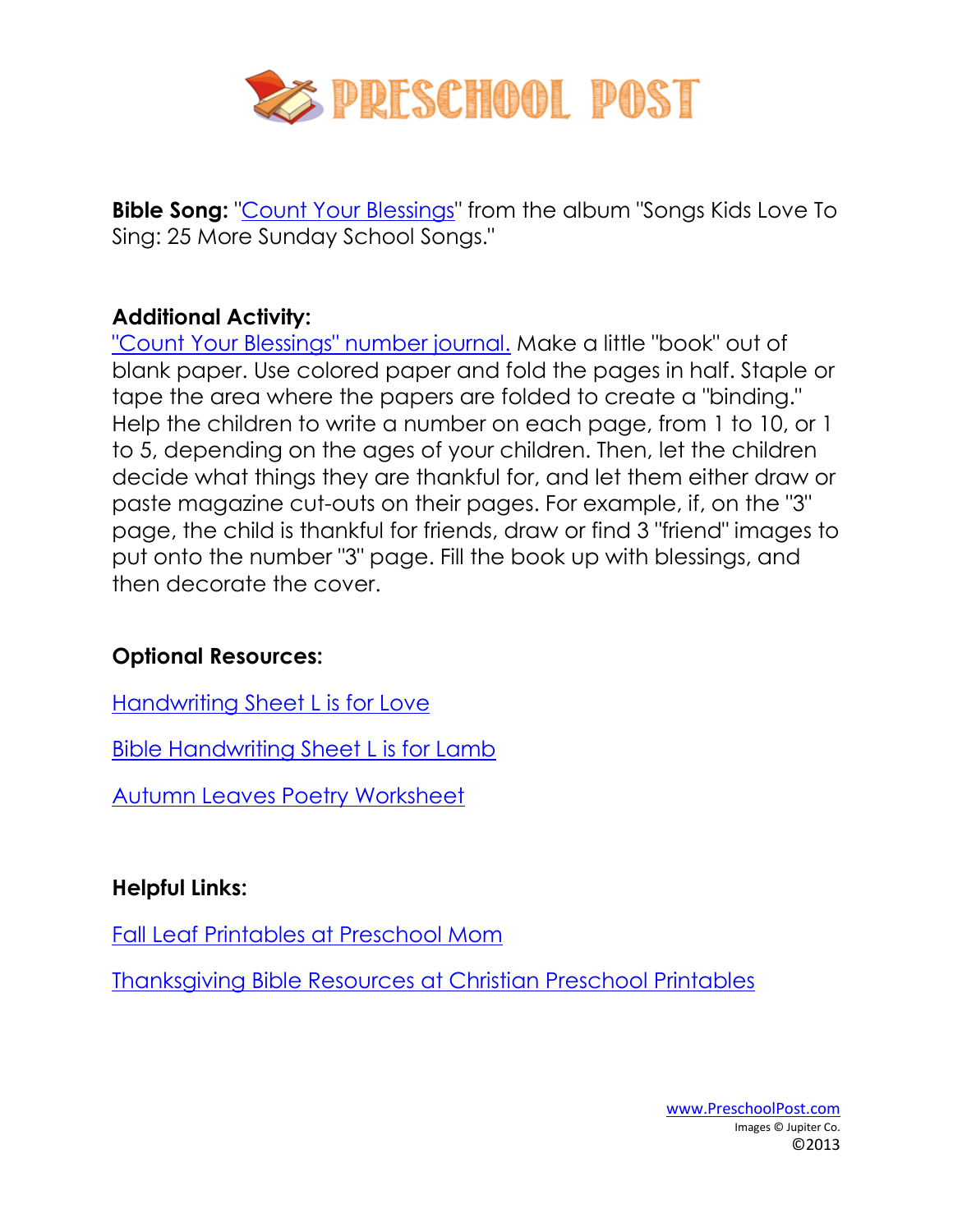**Bible Song:** "Count Your Blessings" from the album "Songs Kids Love To Sing: 25 More Sunday School Songs."

**Additional Activity:**
"Count Your Blessings" number journal. Make a little "book" out of blank paper. Use colored paper and fold the pages in half. Staple or tape the area where the papers are folded to create a "binding." Help the children to write a number on each page, from 1 to 10, or 1 to 5, depending on the ages of your children. Then, let the children decide what things they are thankful for, and let them either draw or paste magazine cut-outs on their pages. For example, if, on the "3" page, the child is thankful for friends, draw or find 3 "friend" images to put onto the number "3" page. Fill the book up with blessings, and then decorate the cover.

**Optional Resources:**

Handwriting Sheet L is for Love

Bible Handwriting Sheet L is for Lamb

Autumn Leaves Poetry Worksheet

**Helpful Links:**

Fall Leaf Printables at Preschool Mom

Thanksgiving Bible Resources at Christian Preschool Printables

www.PreschoolPost.com
Images © Jupiter Co.
©2013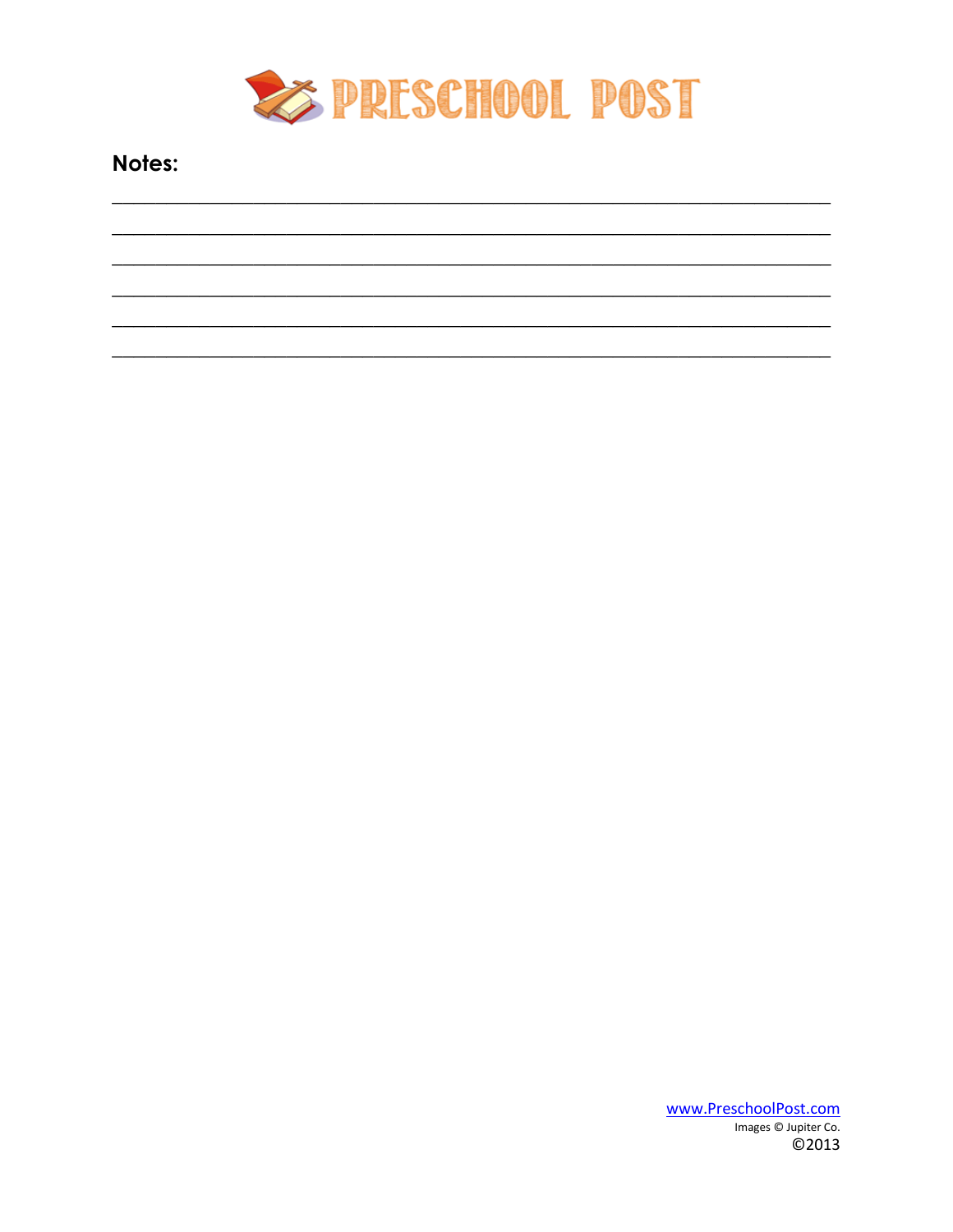# PRESCHOOL POST

**Notes:**

______________________________________________________________________________

______________________________________________________________________________

______________________________________________________________________________

______________________________________________________________________________

______________________________________________________________________________

______________________________________________________________________________

www.PreschoolPost.com
Images © Jupiter Co.
©2013